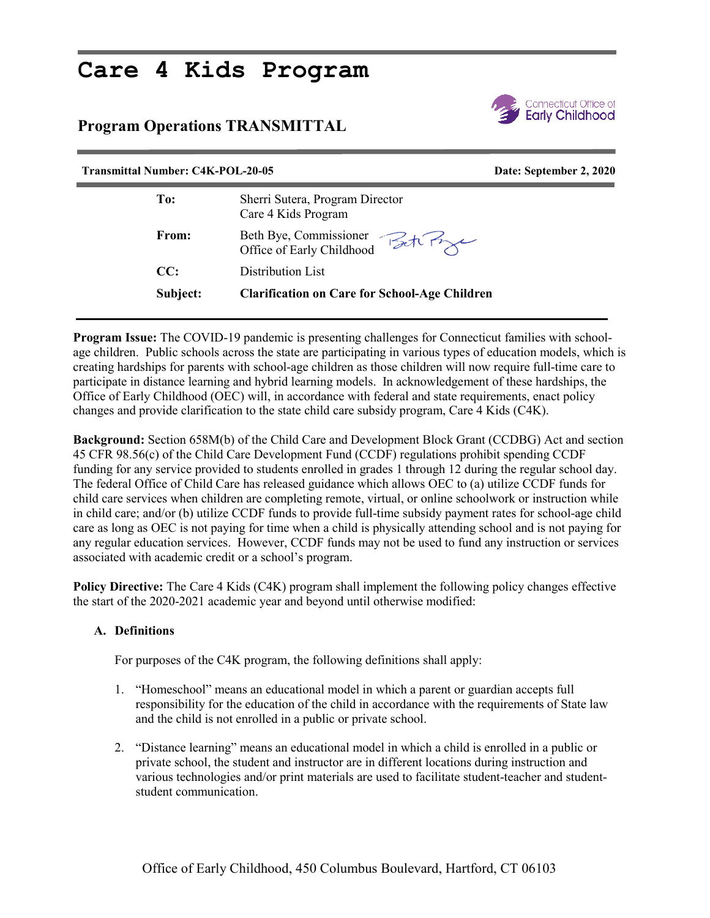# Care 4 Kids Program

## Program Operations TRANSMITTAL

Connecticut Office of Early Childhood

**Transmittal Number: C4K-POL-20-05** **Date: September 2, 2020**

| | |
|---|---|
| **To:** | Sherri Sutera, Program Director<br>Care 4 Kids Program |
| **From:** | Beth Bye, Commissioner<br>Office of Early Childhood |
| **CC:** | Distribution List |
| **Subject:** | **Clarification on Care for School-Age Children** |

**Program Issue:** The COVID-19 pandemic is presenting challenges for Connecticut families with school-age children. Public schools across the state are participating in various types of education models, which is creating hardships for parents with school-age children as those children will now require full-time care to participate in distance learning and hybrid learning models. In acknowledgement of these hardships, the Office of Early Childhood (OEC) will, in accordance with federal and state requirements, enact policy changes and provide clarification to the state child care subsidy program, Care 4 Kids (C4K).

**Background:** Section 658M(b) of the Child Care and Development Block Grant (CCDBG) Act and section 45 CFR 98.56(c) of the Child Care Development Fund (CCDF) regulations prohibit spending CCDF funding for any service provided to students enrolled in grades 1 through 12 during the regular school day. The federal Office of Child Care has released guidance which allows OEC to (a) utilize CCDF funds for child care services when children are completing remote, virtual, or online schoolwork or instruction while in child care; and/or (b) utilize CCDF funds to provide full-time subsidy payment rates for school-age child care as long as OEC is not paying for time when a child is physically attending school and is not paying for any regular education services. However, CCDF funds may not be used to fund any instruction or services associated with academic credit or a school's program.

**Policy Directive:** The Care 4 Kids (C4K) program shall implement the following policy changes effective the start of the 2020-2021 academic year and beyond until otherwise modified:

**A. Definitions**

For purposes of the C4K program, the following definitions shall apply:

1. "Homeschool" means an educational model in which a parent or guardian accepts full responsibility for the education of the child in accordance with the requirements of State law and the child is not enrolled in a public or private school.

2. "Distance learning" means an educational model in which a child is enrolled in a public or private school, the student and instructor are in different locations during instruction and various technologies and/or print materials are used to facilitate student-teacher and student-student communication.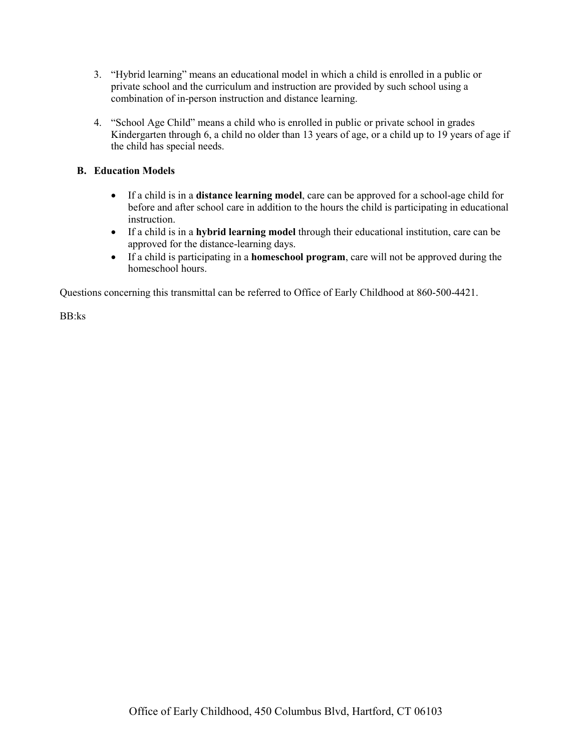3. "Hybrid learning" means an educational model in which a child is enrolled in a public or private school and the curriculum and instruction are provided by such school using a combination of in-person instruction and distance learning.

4. "School Age Child" means a child who is enrolled in public or private school in grades Kindergarten through 6, a child no older than 13 years of age, or a child up to 19 years of age if the child has special needs.

**B. Education Models**

- If a child is in a **distance learning model**, care can be approved for a school-age child for before and after school care in addition to the hours the child is participating in educational instruction.
- If a child is in a **hybrid learning model** through their educational institution, care can be approved for the distance-learning days.
- If a child is participating in a **homeschool program**, care will not be approved during the homeschool hours.

Questions concerning this transmittal can be referred to Office of Early Childhood at 860-500-4421.

BB:ks

Office of Early Childhood, 450 Columbus Blvd, Hartford, CT 06103